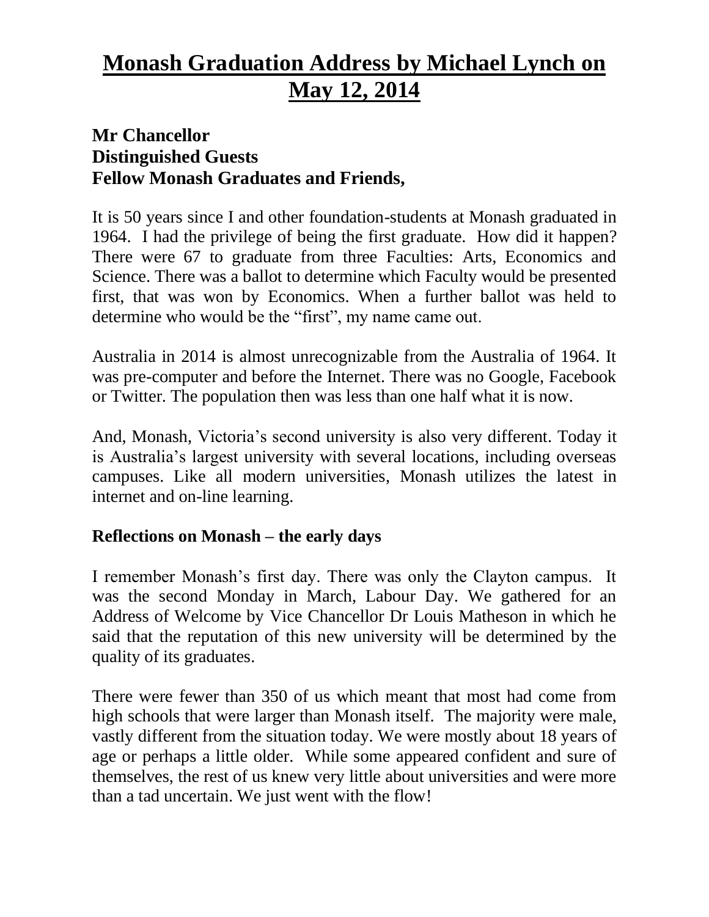# Monash Graduation Address by Michael Lynch on May 12, 2014

**Mr Chancellor**
**Distinguished Guests**
**Fellow Monash Graduates and Friends,**

It is 50 years since I and other foundation-students at Monash graduated in 1964. I had the privilege of being the first graduate. How did it happen? There were 67 to graduate from three Faculties: Arts, Economics and Science. There was a ballot to determine which Faculty would be presented first, that was won by Economics. When a further ballot was held to determine who would be the "first", my name came out.

Australia in 2014 is almost unrecognizable from the Australia of 1964. It was pre-computer and before the Internet. There was no Google, Facebook or Twitter. The population then was less than one half what it is now.

And, Monash, Victoria's second university is also very different. Today it is Australia's largest university with several locations, including overseas campuses. Like all modern universities, Monash utilizes the latest in internet and on-line learning.

## Reflections on Monash – the early days

I remember Monash's first day. There was only the Clayton campus. It was the second Monday in March, Labour Day. We gathered for an Address of Welcome by Vice Chancellor Dr Louis Matheson in which he said that the reputation of this new university will be determined by the quality of its graduates.

There were fewer than 350 of us which meant that most had come from high schools that were larger than Monash itself. The majority were male, vastly different from the situation today. We were mostly about 18 years of age or perhaps a little older. While some appeared confident and sure of themselves, the rest of us knew very little about universities and were more than a tad uncertain. We just went with the flow!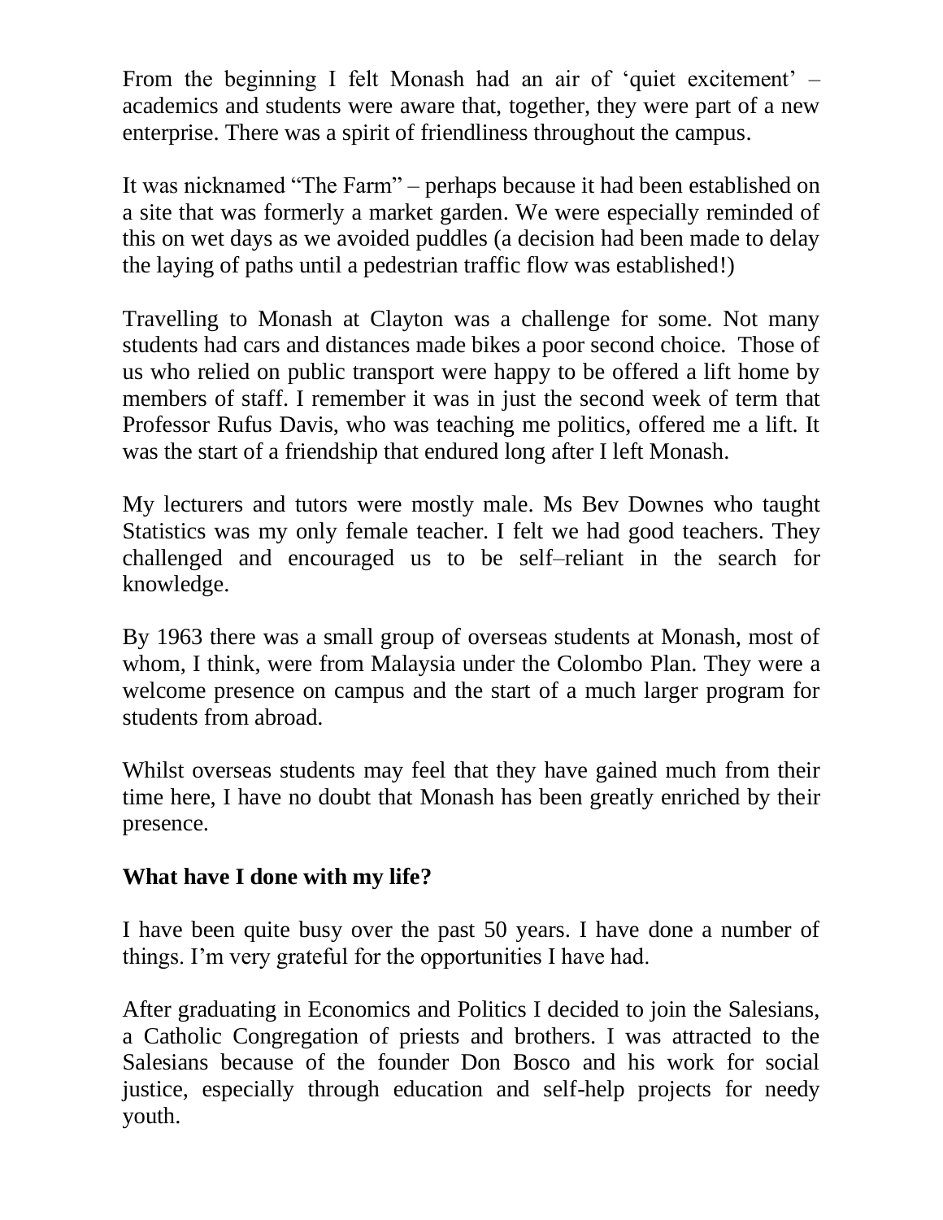From the beginning I felt Monash had an air of 'quiet excitement' – academics and students were aware that, together, they were part of a new enterprise. There was a spirit of friendliness throughout the campus.

It was nicknamed "The Farm" – perhaps because it had been established on a site that was formerly a market garden. We were especially reminded of this on wet days as we avoided puddles (a decision had been made to delay the laying of paths until a pedestrian traffic flow was established!)

Travelling to Monash at Clayton was a challenge for some. Not many students had cars and distances made bikes a poor second choice. Those of us who relied on public transport were happy to be offered a lift home by members of staff. I remember it was in just the second week of term that Professor Rufus Davis, who was teaching me politics, offered me a lift. It was the start of a friendship that endured long after I left Monash.

My lecturers and tutors were mostly male. Ms Bev Downes who taught Statistics was my only female teacher. I felt we had good teachers. They challenged and encouraged us to be self–reliant in the search for knowledge.

By 1963 there was a small group of overseas students at Monash, most of whom, I think, were from Malaysia under the Colombo Plan. They were a welcome presence on campus and the start of a much larger program for students from abroad.

Whilst overseas students may feel that they have gained much from their time here, I have no doubt that Monash has been greatly enriched by their presence.

**What have I done with my life?**

I have been quite busy over the past 50 years. I have done a number of things. I'm very grateful for the opportunities I have had.

After graduating in Economics and Politics I decided to join the Salesians, a Catholic Congregation of priests and brothers. I was attracted to the Salesians because of the founder Don Bosco and his work for social justice, especially through education and self-help projects for needy youth.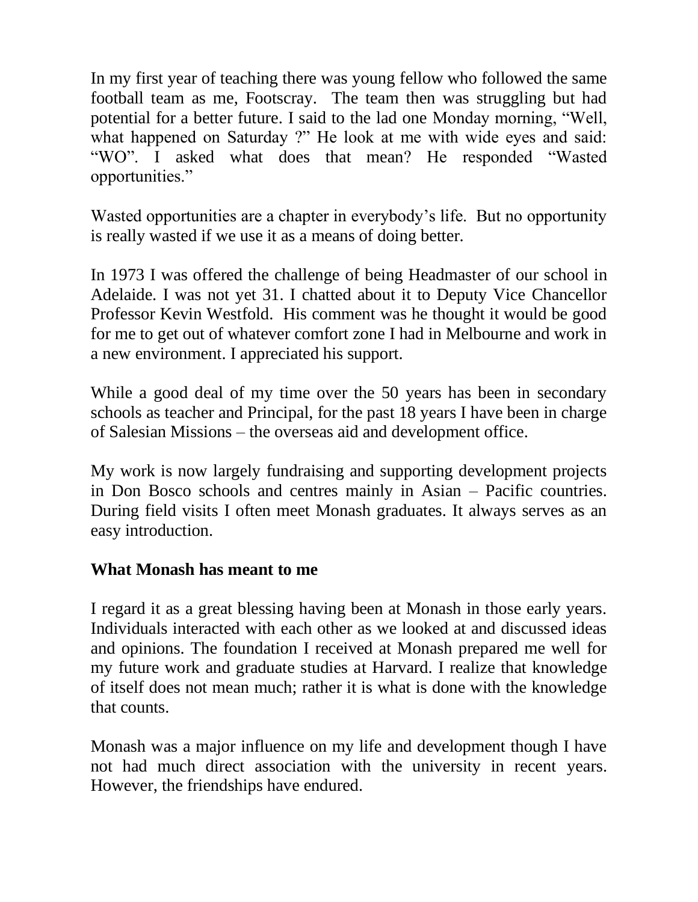In my first year of teaching there was young fellow who followed the same football team as me, Footscray. The team then was struggling but had potential for a better future. I said to the lad one Monday morning, "Well, what happened on Saturday ?" He look at me with wide eyes and said: "WO". I asked what does that mean? He responded "Wasted opportunities."

Wasted opportunities are a chapter in everybody's life. But no opportunity is really wasted if we use it as a means of doing better.

In 1973 I was offered the challenge of being Headmaster of our school in Adelaide. I was not yet 31. I chatted about it to Deputy Vice Chancellor Professor Kevin Westfold. His comment was he thought it would be good for me to get out of whatever comfort zone I had in Melbourne and work in a new environment. I appreciated his support.

While a good deal of my time over the 50 years has been in secondary schools as teacher and Principal, for the past 18 years I have been in charge of Salesian Missions – the overseas aid and development office.

My work is now largely fundraising and supporting development projects in Don Bosco schools and centres mainly in Asian – Pacific countries. During field visits I often meet Monash graduates. It always serves as an easy introduction.

**What Monash has meant to me**

I regard it as a great blessing having been at Monash in those early years. Individuals interacted with each other as we looked at and discussed ideas and opinions. The foundation I received at Monash prepared me well for my future work and graduate studies at Harvard. I realize that knowledge of itself does not mean much; rather it is what is done with the knowledge that counts.

Monash was a major influence on my life and development though I have not had much direct association with the university in recent years. However, the friendships have endured.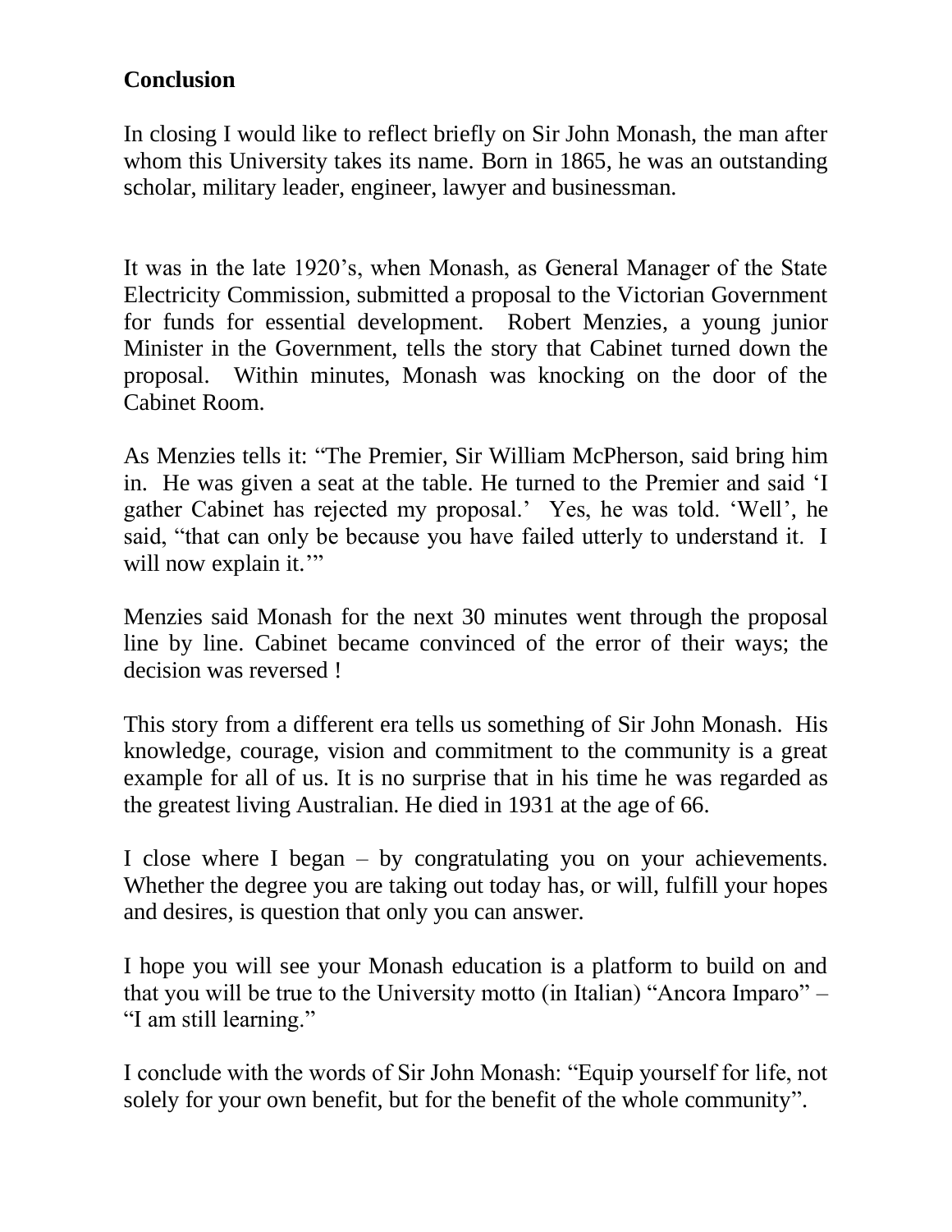**Conclusion**

In closing I would like to reflect briefly on Sir John Monash, the man after whom this University takes its name. Born in 1865, he was an outstanding scholar, military leader, engineer, lawyer and businessman.

It was in the late 1920's, when Monash, as General Manager of the State Electricity Commission, submitted a proposal to the Victorian Government for funds for essential development. Robert Menzies, a young junior Minister in the Government, tells the story that Cabinet turned down the proposal. Within minutes, Monash was knocking on the door of the Cabinet Room.

As Menzies tells it: "The Premier, Sir William McPherson, said bring him in. He was given a seat at the table. He turned to the Premier and said 'I gather Cabinet has rejected my proposal.' Yes, he was told. 'Well', he said, "that can only be because you have failed utterly to understand it. I will now explain it.'"

Menzies said Monash for the next 30 minutes went through the proposal line by line. Cabinet became convinced of the error of their ways; the decision was reversed !

This story from a different era tells us something of Sir John Monash. His knowledge, courage, vision and commitment to the community is a great example for all of us. It is no surprise that in his time he was regarded as the greatest living Australian. He died in 1931 at the age of 66.

I close where I began – by congratulating you on your achievements. Whether the degree you are taking out today has, or will, fulfill your hopes and desires, is question that only you can answer.

I hope you will see your Monash education is a platform to build on and that you will be true to the University motto (in Italian) "Ancora Imparo" – "I am still learning."

I conclude with the words of Sir John Monash: "Equip yourself for life, not solely for your own benefit, but for the benefit of the whole community".